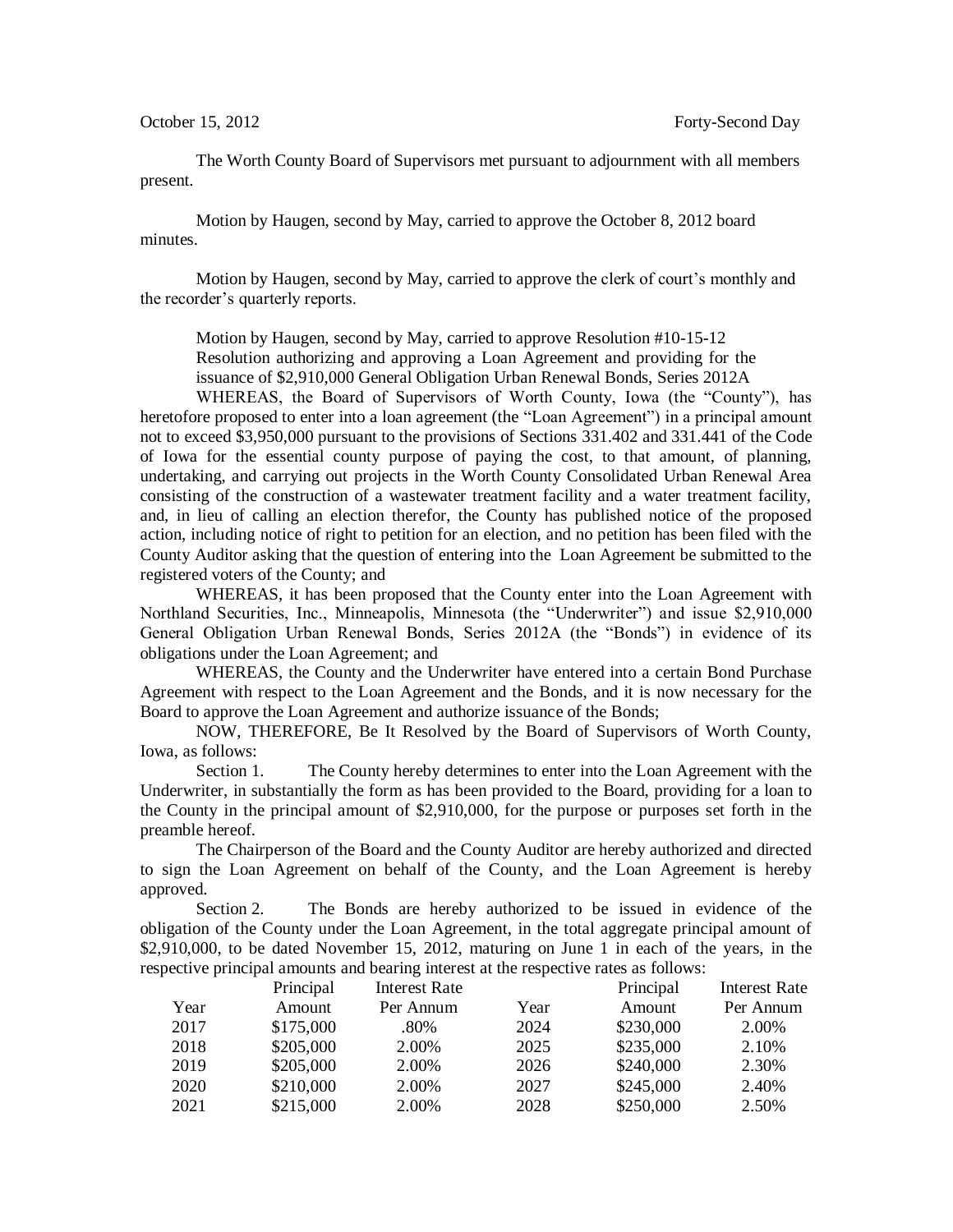October 15, 2012 Forty-Second Day

The Worth County Board of Supervisors met pursuant to adjournment with all members present.

Motion by Haugen, second by May, carried to approve the October 8, 2012 board minutes.

Motion by Haugen, second by May, carried to approve the clerk of court's monthly and the recorder's quarterly reports.

Motion by Haugen, second by May, carried to approve Resolution #10-15-12
Resolution authorizing and approving a Loan Agreement and providing for the issuance of $2,910,000 General Obligation Urban Renewal Bonds, Series 2012A

WHEREAS, the Board of Supervisors of Worth County, Iowa (the "County"), has heretofore proposed to enter into a loan agreement (the "Loan Agreement") in a principal amount not to exceed $3,950,000 pursuant to the provisions of Sections 331.402 and 331.441 of the Code of Iowa for the essential county purpose of paying the cost, to that amount, of planning, undertaking, and carrying out projects in the Worth County Consolidated Urban Renewal Area consisting of the construction of a wastewater treatment facility and a water treatment facility, and, in lieu of calling an election therefor, the County has published notice of the proposed action, including notice of right to petition for an election, and no petition has been filed with the County Auditor asking that the question of entering into the Loan Agreement be submitted to the registered voters of the County; and

WHEREAS, it has been proposed that the County enter into the Loan Agreement with Northland Securities, Inc., Minneapolis, Minnesota (the "Underwriter") and issue $2,910,000 General Obligation Urban Renewal Bonds, Series 2012A (the "Bonds") in evidence of its obligations under the Loan Agreement; and

WHEREAS, the County and the Underwriter have entered into a certain Bond Purchase Agreement with respect to the Loan Agreement and the Bonds, and it is now necessary for the Board to approve the Loan Agreement and authorize issuance of the Bonds;

NOW, THEREFORE, Be It Resolved by the Board of Supervisors of Worth County, Iowa, as follows:

Section 1. The County hereby determines to enter into the Loan Agreement with the Underwriter, in substantially the form as has been provided to the Board, providing for a loan to the County in the principal amount of $2,910,000, for the purpose or purposes set forth in the preamble hereof.

The Chairperson of the Board and the County Auditor are hereby authorized and directed to sign the Loan Agreement on behalf of the County, and the Loan Agreement is hereby approved.

Section 2. The Bonds are hereby authorized to be issued in evidence of the obligation of the County under the Loan Agreement, in the total aggregate principal amount of $2,910,000, to be dated November 15, 2012, maturing on June 1 in each of the years, in the respective principal amounts and bearing interest at the respective rates as follows:

| Year | Principal Amount | Interest Rate Per Annum | Year | Principal Amount | Interest Rate Per Annum |
|---|---|---|---|---|---|
| 2017 | $175,000 | .80% | 2024 | $230,000 | 2.00% |
| 2018 | $205,000 | 2.00% | 2025 | $235,000 | 2.10% |
| 2019 | $205,000 | 2.00% | 2026 | $240,000 | 2.30% |
| 2020 | $210,000 | 2.00% | 2027 | $245,000 | 2.40% |
| 2021 | $215,000 | 2.00% | 2028 | $250,000 | 2.50% |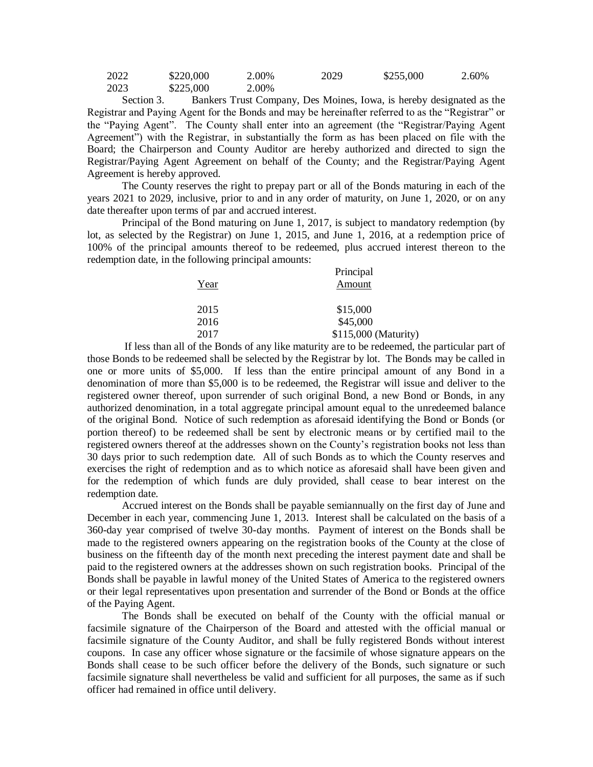| | | | | | |
|---|---|---|---|---|---|
| 2022 | $220,000 | 2.00% | 2029 | $255,000 | 2.60% |
| 2023 | $225,000 | 2.00% | | | |

Section 3. Bankers Trust Company, Des Moines, Iowa, is hereby designated as the Registrar and Paying Agent for the Bonds and may be hereinafter referred to as the "Registrar" or the "Paying Agent". The County shall enter into an agreement (the "Registrar/Paying Agent Agreement") with the Registrar, in substantially the form as has been placed on file with the Board; the Chairperson and County Auditor are hereby authorized and directed to sign the Registrar/Paying Agent Agreement on behalf of the County; and the Registrar/Paying Agent Agreement is hereby approved.

The County reserves the right to prepay part or all of the Bonds maturing in each of the years 2021 to 2029, inclusive, prior to and in any order of maturity, on June 1, 2020, or on any date thereafter upon terms of par and accrued interest.

Principal of the Bond maturing on June 1, 2017, is subject to mandatory redemption (by lot, as selected by the Registrar) on June 1, 2015, and June 1, 2016, at a redemption price of 100% of the principal amounts thereof to be redeemed, plus accrued interest thereon to the redemption date, in the following principal amounts:

| Year | Principal Amount |
|---|---|
| 2015 | $15,000 |
| 2016 | $45,000 |
| 2017 | $115,000 (Maturity) |

If less than all of the Bonds of any like maturity are to be redeemed, the particular part of those Bonds to be redeemed shall be selected by the Registrar by lot. The Bonds may be called in one or more units of $5,000. If less than the entire principal amount of any Bond in a denomination of more than $5,000 is to be redeemed, the Registrar will issue and deliver to the registered owner thereof, upon surrender of such original Bond, a new Bond or Bonds, in any authorized denomination, in a total aggregate principal amount equal to the unredeemed balance of the original Bond. Notice of such redemption as aforesaid identifying the Bond or Bonds (or portion thereof) to be redeemed shall be sent by electronic means or by certified mail to the registered owners thereof at the addresses shown on the County's registration books not less than 30 days prior to such redemption date. All of such Bonds as to which the County reserves and exercises the right of redemption and as to which notice as aforesaid shall have been given and for the redemption of which funds are duly provided, shall cease to bear interest on the redemption date.

Accrued interest on the Bonds shall be payable semiannually on the first day of June and December in each year, commencing June 1, 2013. Interest shall be calculated on the basis of a 360-day year comprised of twelve 30-day months. Payment of interest on the Bonds shall be made to the registered owners appearing on the registration books of the County at the close of business on the fifteenth day of the month next preceding the interest payment date and shall be paid to the registered owners at the addresses shown on such registration books. Principal of the Bonds shall be payable in lawful money of the United States of America to the registered owners or their legal representatives upon presentation and surrender of the Bond or Bonds at the office of the Paying Agent.

The Bonds shall be executed on behalf of the County with the official manual or facsimile signature of the Chairperson of the Board and attested with the official manual or facsimile signature of the County Auditor, and shall be fully registered Bonds without interest coupons. In case any officer whose signature or the facsimile of whose signature appears on the Bonds shall cease to be such officer before the delivery of the Bonds, such signature or such facsimile signature shall nevertheless be valid and sufficient for all purposes, the same as if such officer had remained in office until delivery.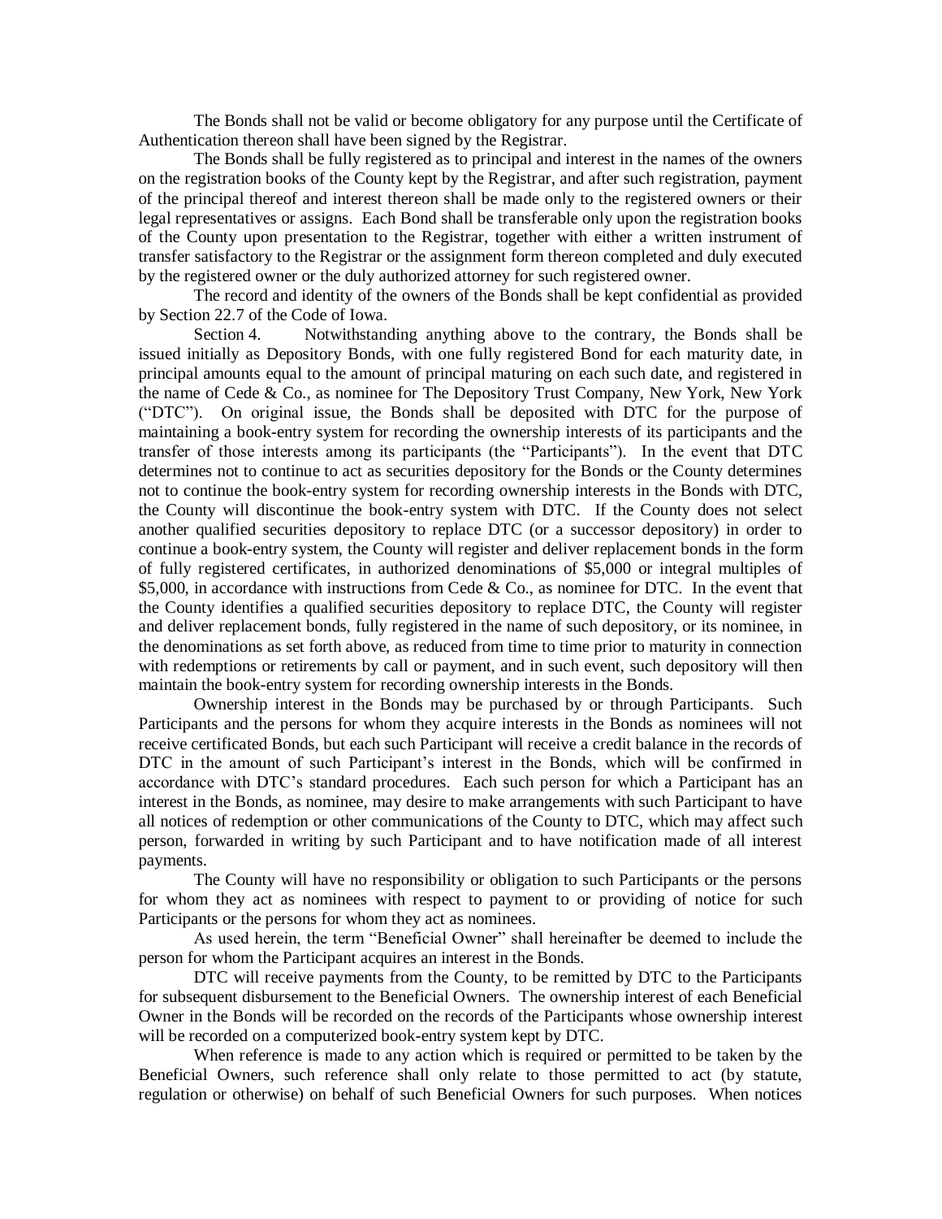The Bonds shall not be valid or become obligatory for any purpose until the Certificate of Authentication thereon shall have been signed by the Registrar.

The Bonds shall be fully registered as to principal and interest in the names of the owners on the registration books of the County kept by the Registrar, and after such registration, payment of the principal thereof and interest thereon shall be made only to the registered owners or their legal representatives or assigns. Each Bond shall be transferable only upon the registration books of the County upon presentation to the Registrar, together with either a written instrument of transfer satisfactory to the Registrar or the assignment form thereon completed and duly executed by the registered owner or the duly authorized attorney for such registered owner.

The record and identity of the owners of the Bonds shall be kept confidential as provided by Section 22.7 of the Code of Iowa.

Section 4. Notwithstanding anything above to the contrary, the Bonds shall be issued initially as Depository Bonds, with one fully registered Bond for each maturity date, in principal amounts equal to the amount of principal maturing on each such date, and registered in the name of Cede & Co., as nominee for The Depository Trust Company, New York, New York ("DTC"). On original issue, the Bonds shall be deposited with DTC for the purpose of maintaining a book-entry system for recording the ownership interests of its participants and the transfer of those interests among its participants (the "Participants"). In the event that DTC determines not to continue to act as securities depository for the Bonds or the County determines not to continue the book-entry system for recording ownership interests in the Bonds with DTC, the County will discontinue the book-entry system with DTC. If the County does not select another qualified securities depository to replace DTC (or a successor depository) in order to continue a book-entry system, the County will register and deliver replacement bonds in the form of fully registered certificates, in authorized denominations of $5,000 or integral multiples of $5,000, in accordance with instructions from Cede & Co., as nominee for DTC. In the event that the County identifies a qualified securities depository to replace DTC, the County will register and deliver replacement bonds, fully registered in the name of such depository, or its nominee, in the denominations as set forth above, as reduced from time to time prior to maturity in connection with redemptions or retirements by call or payment, and in such event, such depository will then maintain the book-entry system for recording ownership interests in the Bonds.

Ownership interest in the Bonds may be purchased by or through Participants. Such Participants and the persons for whom they acquire interests in the Bonds as nominees will not receive certificated Bonds, but each such Participant will receive a credit balance in the records of DTC in the amount of such Participant's interest in the Bonds, which will be confirmed in accordance with DTC's standard procedures. Each such person for which a Participant has an interest in the Bonds, as nominee, may desire to make arrangements with such Participant to have all notices of redemption or other communications of the County to DTC, which may affect such person, forwarded in writing by such Participant and to have notification made of all interest payments.

The County will have no responsibility or obligation to such Participants or the persons for whom they act as nominees with respect to payment to or providing of notice for such Participants or the persons for whom they act as nominees.

As used herein, the term "Beneficial Owner" shall hereinafter be deemed to include the person for whom the Participant acquires an interest in the Bonds.

DTC will receive payments from the County, to be remitted by DTC to the Participants for subsequent disbursement to the Beneficial Owners. The ownership interest of each Beneficial Owner in the Bonds will be recorded on the records of the Participants whose ownership interest will be recorded on a computerized book-entry system kept by DTC.

When reference is made to any action which is required or permitted to be taken by the Beneficial Owners, such reference shall only relate to those permitted to act (by statute, regulation or otherwise) on behalf of such Beneficial Owners for such purposes. When notices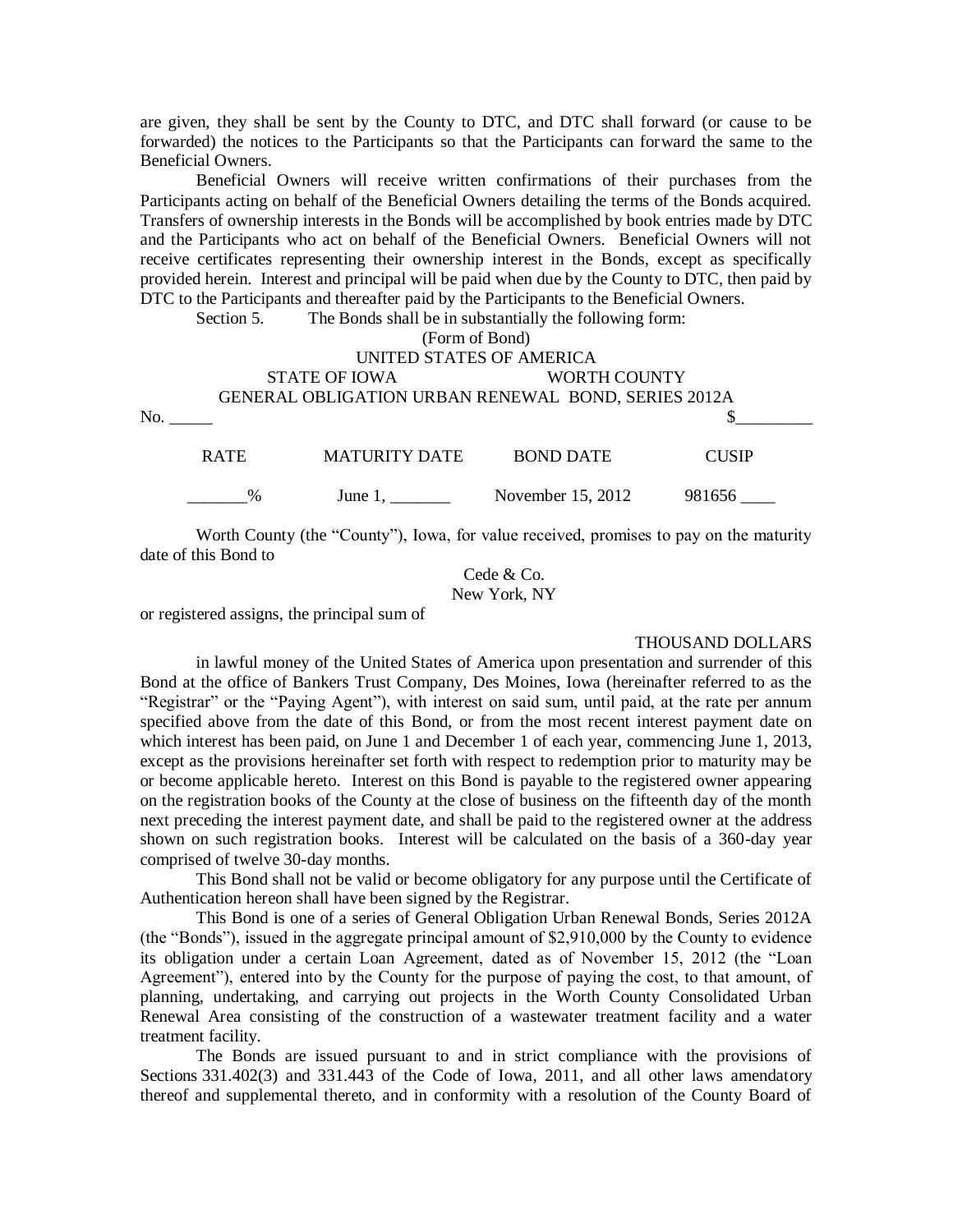are given, they shall be sent by the County to DTC, and DTC shall forward (or cause to be forwarded) the notices to the Participants so that the Participants can forward the same to the Beneficial Owners.

Beneficial Owners will receive written confirmations of their purchases from the Participants acting on behalf of the Beneficial Owners detailing the terms of the Bonds acquired. Transfers of ownership interests in the Bonds will be accomplished by book entries made by DTC and the Participants who act on behalf of the Beneficial Owners. Beneficial Owners will not receive certificates representing their ownership interest in the Bonds, except as specifically provided herein. Interest and principal will be paid when due by the County to DTC, then paid by DTC to the Participants and thereafter paid by the Participants to the Beneficial Owners.

Section 5. The Bonds shall be in substantially the following form:

(Form of Bond)

UNITED STATES OF AMERICA

STATE OF IOWA WORTH COUNTY

GENERAL OBLIGATION URBAN RENEWAL BOND, SERIES 2012A

No. _____ $_________

| RATE | MATURITY DATE | BOND DATE | CUSIP |
|---|---|---|---|
| _______% | June 1, _______ | November 15, 2012 | 981656 ____ |

Worth County (the "County"), Iowa, for value received, promises to pay on the maturity date of this Bond to

Cede & Co.
New York, NY

or registered assigns, the principal sum of

THOUSAND DOLLARS

in lawful money of the United States of America upon presentation and surrender of this Bond at the office of Bankers Trust Company, Des Moines, Iowa (hereinafter referred to as the "Registrar" or the "Paying Agent"), with interest on said sum, until paid, at the rate per annum specified above from the date of this Bond, or from the most recent interest payment date on which interest has been paid, on June 1 and December 1 of each year, commencing June 1, 2013, except as the provisions hereinafter set forth with respect to redemption prior to maturity may be or become applicable hereto. Interest on this Bond is payable to the registered owner appearing on the registration books of the County at the close of business on the fifteenth day of the month next preceding the interest payment date, and shall be paid to the registered owner at the address shown on such registration books. Interest will be calculated on the basis of a 360-day year comprised of twelve 30-day months.

This Bond shall not be valid or become obligatory for any purpose until the Certificate of Authentication hereon shall have been signed by the Registrar.

This Bond is one of a series of General Obligation Urban Renewal Bonds, Series 2012A (the "Bonds"), issued in the aggregate principal amount of $2,910,000 by the County to evidence its obligation under a certain Loan Agreement, dated as of November 15, 2012 (the "Loan Agreement"), entered into by the County for the purpose of paying the cost, to that amount, of planning, undertaking, and carrying out projects in the Worth County Consolidated Urban Renewal Area consisting of the construction of a wastewater treatment facility and a water treatment facility.

The Bonds are issued pursuant to and in strict compliance with the provisions of Sections 331.402(3) and 331.443 of the Code of Iowa, 2011, and all other laws amendatory thereof and supplemental thereto, and in conformity with a resolution of the County Board of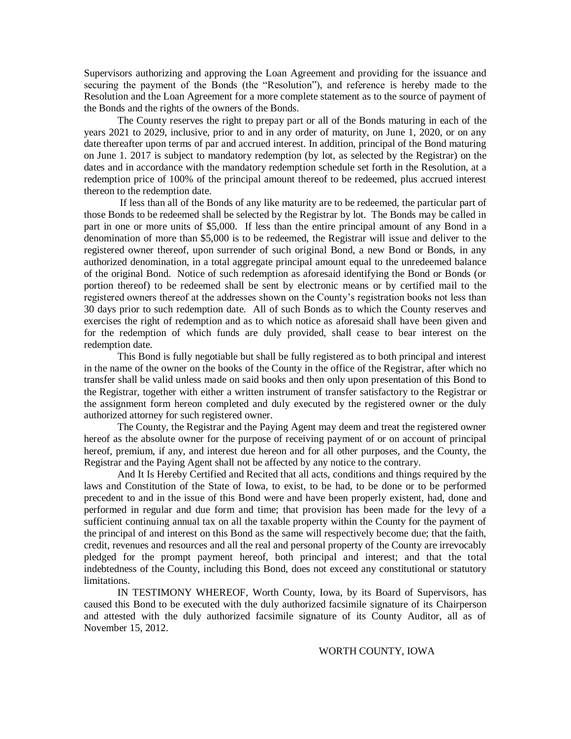Supervisors authorizing and approving the Loan Agreement and providing for the issuance and securing the payment of the Bonds (the "Resolution"), and reference is hereby made to the Resolution and the Loan Agreement for a more complete statement as to the source of payment of the Bonds and the rights of the owners of the Bonds.

The County reserves the right to prepay part or all of the Bonds maturing in each of the years 2021 to 2029, inclusive, prior to and in any order of maturity, on June 1, 2020, or on any date thereafter upon terms of par and accrued interest. In addition, principal of the Bond maturing on June 1. 2017 is subject to mandatory redemption (by lot, as selected by the Registrar) on the dates and in accordance with the mandatory redemption schedule set forth in the Resolution, at a redemption price of 100% of the principal amount thereof to be redeemed, plus accrued interest thereon to the redemption date.

If less than all of the Bonds of any like maturity are to be redeemed, the particular part of those Bonds to be redeemed shall be selected by the Registrar by lot. The Bonds may be called in part in one or more units of $5,000. If less than the entire principal amount of any Bond in a denomination of more than $5,000 is to be redeemed, the Registrar will issue and deliver to the registered owner thereof, upon surrender of such original Bond, a new Bond or Bonds, in any authorized denomination, in a total aggregate principal amount equal to the unredeemed balance of the original Bond. Notice of such redemption as aforesaid identifying the Bond or Bonds (or portion thereof) to be redeemed shall be sent by electronic means or by certified mail to the registered owners thereof at the addresses shown on the County's registration books not less than 30 days prior to such redemption date. All of such Bonds as to which the County reserves and exercises the right of redemption and as to which notice as aforesaid shall have been given and for the redemption of which funds are duly provided, shall cease to bear interest on the redemption date.

This Bond is fully negotiable but shall be fully registered as to both principal and interest in the name of the owner on the books of the County in the office of the Registrar, after which no transfer shall be valid unless made on said books and then only upon presentation of this Bond to the Registrar, together with either a written instrument of transfer satisfactory to the Registrar or the assignment form hereon completed and duly executed by the registered owner or the duly authorized attorney for such registered owner.

The County, the Registrar and the Paying Agent may deem and treat the registered owner hereof as the absolute owner for the purpose of receiving payment of or on account of principal hereof, premium, if any, and interest due hereon and for all other purposes, and the County, the Registrar and the Paying Agent shall not be affected by any notice to the contrary.

And It Is Hereby Certified and Recited that all acts, conditions and things required by the laws and Constitution of the State of Iowa, to exist, to be had, to be done or to be performed precedent to and in the issue of this Bond were and have been properly existent, had, done and performed in regular and due form and time; that provision has been made for the levy of a sufficient continuing annual tax on all the taxable property within the County for the payment of the principal of and interest on this Bond as the same will respectively become due; that the faith, credit, revenues and resources and all the real and personal property of the County are irrevocably pledged for the prompt payment hereof, both principal and interest; and that the total indebtedness of the County, including this Bond, does not exceed any constitutional or statutory limitations.

IN TESTIMONY WHEREOF, Worth County, Iowa, by its Board of Supervisors, has caused this Bond to be executed with the duly authorized facsimile signature of its Chairperson and attested with the duly authorized facsimile signature of its County Auditor, all as of November 15, 2012.

WORTH COUNTY, IOWA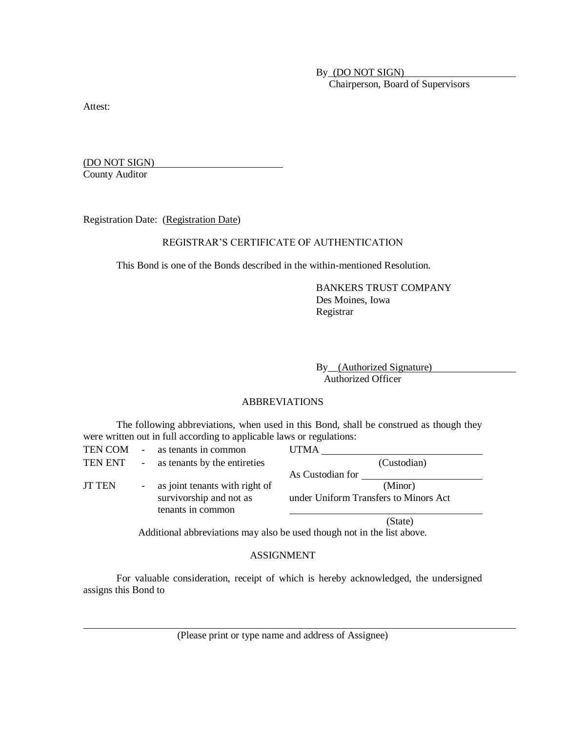By (DO NOT SIGN) \_\_\_\_\_\_\_\_\_\_\_\_\_\_\_\_\_\_\_\_
Chairperson, Board of Supervisors

Attest:

(DO NOT SIGN) \_\_\_\_\_\_\_\_\_\_\_\_\_\_\_\_\_\_\_\_
County Auditor

Registration Date: (Registration Date)

REGISTRAR'S CERTIFICATE OF AUTHENTICATION

This Bond is one of the Bonds described in the within-mentioned Resolution.

BANKERS TRUST COMPANY
Des Moines, Iowa
Registrar

By (Authorized Signature) \_\_\_\_\_\_\_\_\_\_\_\_\_\_\_\_\_\_\_\_
Authorized Officer

ABBREVIATIONS

The following abbreviations, when used in this Bond, shall be construed as though they were written out in full according to applicable laws or regulations:

| | | | |
|---|---|---|---|
| TEN COM | - | as tenants in common | UTMA \_\_\_\_\_\_\_\_\_\_\_\_\_\_\_\_\_\_\_\_ (Custodian) |
| TEN ENT | - | as tenants by the entireties | As Custodian for \_\_\_\_\_\_\_\_\_\_\_\_\_\_\_\_\_\_\_\_ (Minor) |
| JT TEN | - | as joint tenants with right of survivorship and not as tenants in common | under Uniform Transfers to Minors Act \_\_\_\_\_\_\_\_\_\_\_\_\_\_\_\_\_\_\_\_ (State) |

Additional abbreviations may also be used though not in the list above.

ASSIGNMENT

For valuable consideration, receipt of which is hereby acknowledged, the undersigned assigns this Bond to

\_\_\_\_\_\_\_\_\_\_\_\_\_\_\_\_\_\_\_\_\_\_\_\_\_\_\_\_\_\_\_\_\_\_\_\_\_\_\_\_
(Please print or type name and address of Assignee)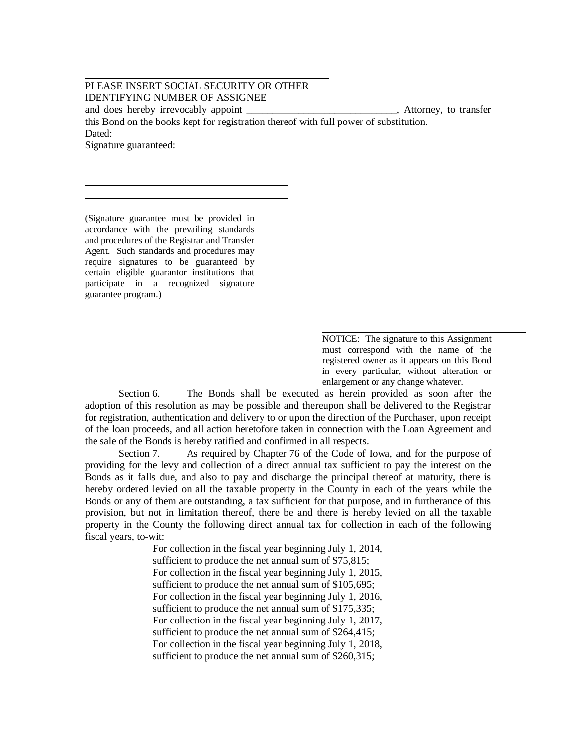PLEASE INSERT SOCIAL SECURITY OR OTHER IDENTIFYING NUMBER OF ASSIGNEE

and does hereby irrevocably appoint ____________________________, Attorney, to transfer this Bond on the books kept for registration thereof with full power of substitution.

Dated: ________________________________

Signature guaranteed:

________________________________________

________________________________________

________________________________________

(Signature guarantee must be provided in accordance with the prevailing standards and procedures of the Registrar and Transfer Agent. Such standards and procedures may require signatures to be guaranteed by certain eligible guarantor institutions that participate in a recognized signature guarantee program.)

________________________________________

NOTICE: The signature to this Assignment must correspond with the name of the registered owner as it appears on this Bond in every particular, without alteration or enlargement or any change whatever.

Section 6. The Bonds shall be executed as herein provided as soon after the adoption of this resolution as may be possible and thereupon shall be delivered to the Registrar for registration, authentication and delivery to or upon the direction of the Purchaser, upon receipt of the loan proceeds, and all action heretofore taken in connection with the Loan Agreement and the sale of the Bonds is hereby ratified and confirmed in all respects.

Section 7. As required by Chapter 76 of the Code of Iowa, and for the purpose of providing for the levy and collection of a direct annual tax sufficient to pay the interest on the Bonds as it falls due, and also to pay and discharge the principal thereof at maturity, there is hereby ordered levied on all the taxable property in the County in each of the years while the Bonds or any of them are outstanding, a tax sufficient for that purpose, and in furtherance of this provision, but not in limitation thereof, there be and there is hereby levied on all the taxable property in the County the following direct annual tax for collection in each of the following fiscal years, to-wit:

For collection in the fiscal year beginning July 1, 2014, sufficient to produce the net annual sum of $75,815;
For collection in the fiscal year beginning July 1, 2015, sufficient to produce the net annual sum of $105,695;
For collection in the fiscal year beginning July 1, 2016, sufficient to produce the net annual sum of $175,335;
For collection in the fiscal year beginning July 1, 2017, sufficient to produce the net annual sum of $264,415;
For collection in the fiscal year beginning July 1, 2018, sufficient to produce the net annual sum of $260,315;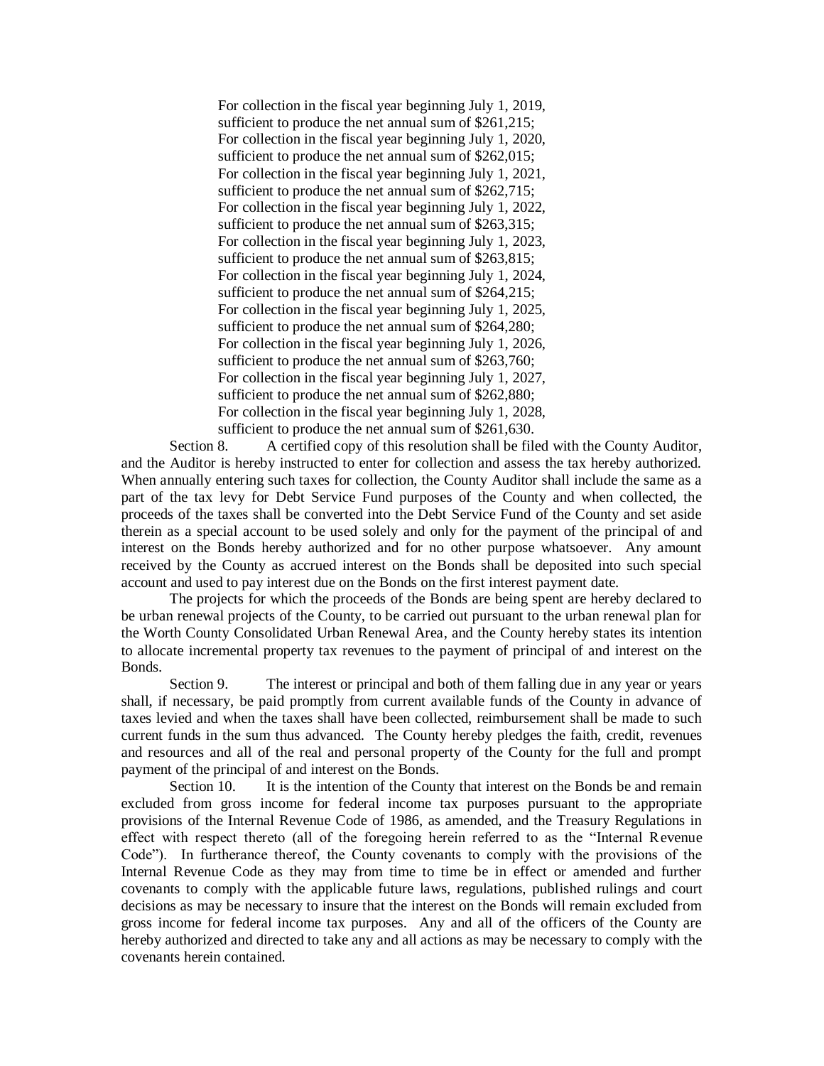For collection in the fiscal year beginning July 1, 2019, sufficient to produce the net annual sum of $261,215;
For collection in the fiscal year beginning July 1, 2020, sufficient to produce the net annual sum of $262,015;
For collection in the fiscal year beginning July 1, 2021, sufficient to produce the net annual sum of $262,715;
For collection in the fiscal year beginning July 1, 2022, sufficient to produce the net annual sum of $263,315;
For collection in the fiscal year beginning July 1, 2023, sufficient to produce the net annual sum of $263,815;
For collection in the fiscal year beginning July 1, 2024, sufficient to produce the net annual sum of $264,215;
For collection in the fiscal year beginning July 1, 2025, sufficient to produce the net annual sum of $264,280;
For collection in the fiscal year beginning July 1, 2026, sufficient to produce the net annual sum of $263,760;
For collection in the fiscal year beginning July 1, 2027, sufficient to produce the net annual sum of $262,880;
For collection in the fiscal year beginning July 1, 2028, sufficient to produce the net annual sum of $261,630.

Section 8. A certified copy of this resolution shall be filed with the County Auditor, and the Auditor is hereby instructed to enter for collection and assess the tax hereby authorized. When annually entering such taxes for collection, the County Auditor shall include the same as a part of the tax levy for Debt Service Fund purposes of the County and when collected, the proceeds of the taxes shall be converted into the Debt Service Fund of the County and set aside therein as a special account to be used solely and only for the payment of the principal of and interest on the Bonds hereby authorized and for no other purpose whatsoever. Any amount received by the County as accrued interest on the Bonds shall be deposited into such special account and used to pay interest due on the Bonds on the first interest payment date.

The projects for which the proceeds of the Bonds are being spent are hereby declared to be urban renewal projects of the County, to be carried out pursuant to the urban renewal plan for the Worth County Consolidated Urban Renewal Area, and the County hereby states its intention to allocate incremental property tax revenues to the payment of principal of and interest on the Bonds.

Section 9. The interest or principal and both of them falling due in any year or years shall, if necessary, be paid promptly from current available funds of the County in advance of taxes levied and when the taxes shall have been collected, reimbursement shall be made to such current funds in the sum thus advanced. The County hereby pledges the faith, credit, revenues and resources and all of the real and personal property of the County for the full and prompt payment of the principal of and interest on the Bonds.

Section 10. It is the intention of the County that interest on the Bonds be and remain excluded from gross income for federal income tax purposes pursuant to the appropriate provisions of the Internal Revenue Code of 1986, as amended, and the Treasury Regulations in effect with respect thereto (all of the foregoing herein referred to as the "Internal Revenue Code"). In furtherance thereof, the County covenants to comply with the provisions of the Internal Revenue Code as they may from time to time be in effect or amended and further covenants to comply with the applicable future laws, regulations, published rulings and court decisions as may be necessary to insure that the interest on the Bonds will remain excluded from gross income for federal income tax purposes. Any and all of the officers of the County are hereby authorized and directed to take any and all actions as may be necessary to comply with the covenants herein contained.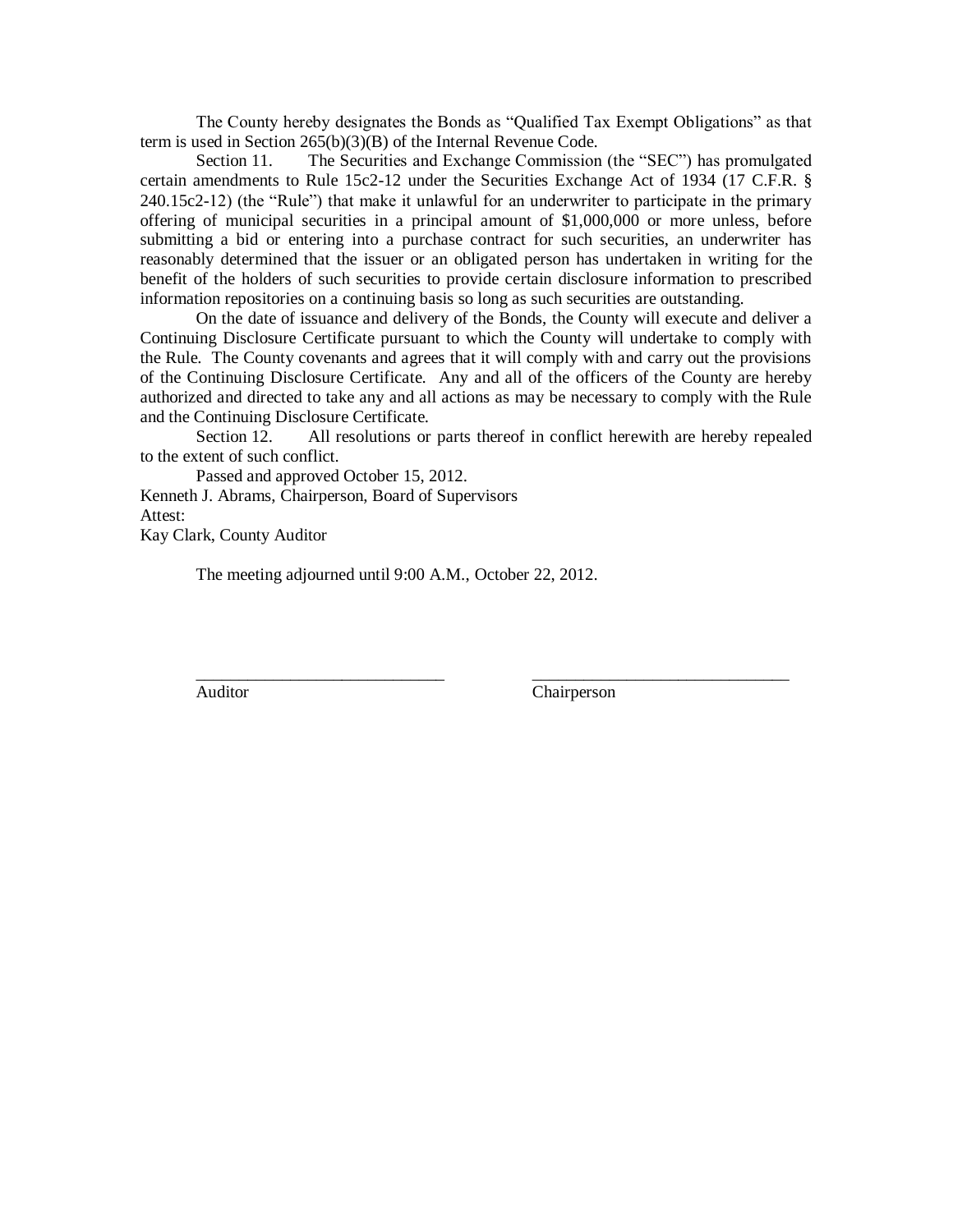The County hereby designates the Bonds as "Qualified Tax Exempt Obligations" as that term is used in Section 265(b)(3)(B) of the Internal Revenue Code.

Section 11. The Securities and Exchange Commission (the "SEC") has promulgated certain amendments to Rule 15c2-12 under the Securities Exchange Act of 1934 (17 C.F.R. § 240.15c2-12) (the "Rule") that make it unlawful for an underwriter to participate in the primary offering of municipal securities in a principal amount of $1,000,000 or more unless, before submitting a bid or entering into a purchase contract for such securities, an underwriter has reasonably determined that the issuer or an obligated person has undertaken in writing for the benefit of the holders of such securities to provide certain disclosure information to prescribed information repositories on a continuing basis so long as such securities are outstanding.

On the date of issuance and delivery of the Bonds, the County will execute and deliver a Continuing Disclosure Certificate pursuant to which the County will undertake to comply with the Rule. The County covenants and agrees that it will comply with and carry out the provisions of the Continuing Disclosure Certificate. Any and all of the officers of the County are hereby authorized and directed to take any and all actions as may be necessary to comply with the Rule and the Continuing Disclosure Certificate.

Section 12. All resolutions or parts thereof in conflict herewith are hereby repealed to the extent of such conflict.

Passed and approved October 15, 2012.

Kenneth J. Abrams, Chairperson, Board of Supervisors

Attest:

Kay Clark, County Auditor

The meeting adjourned until 9:00 A.M., October 22, 2012.

_____________________________ _____________________________

Auditor Chairperson